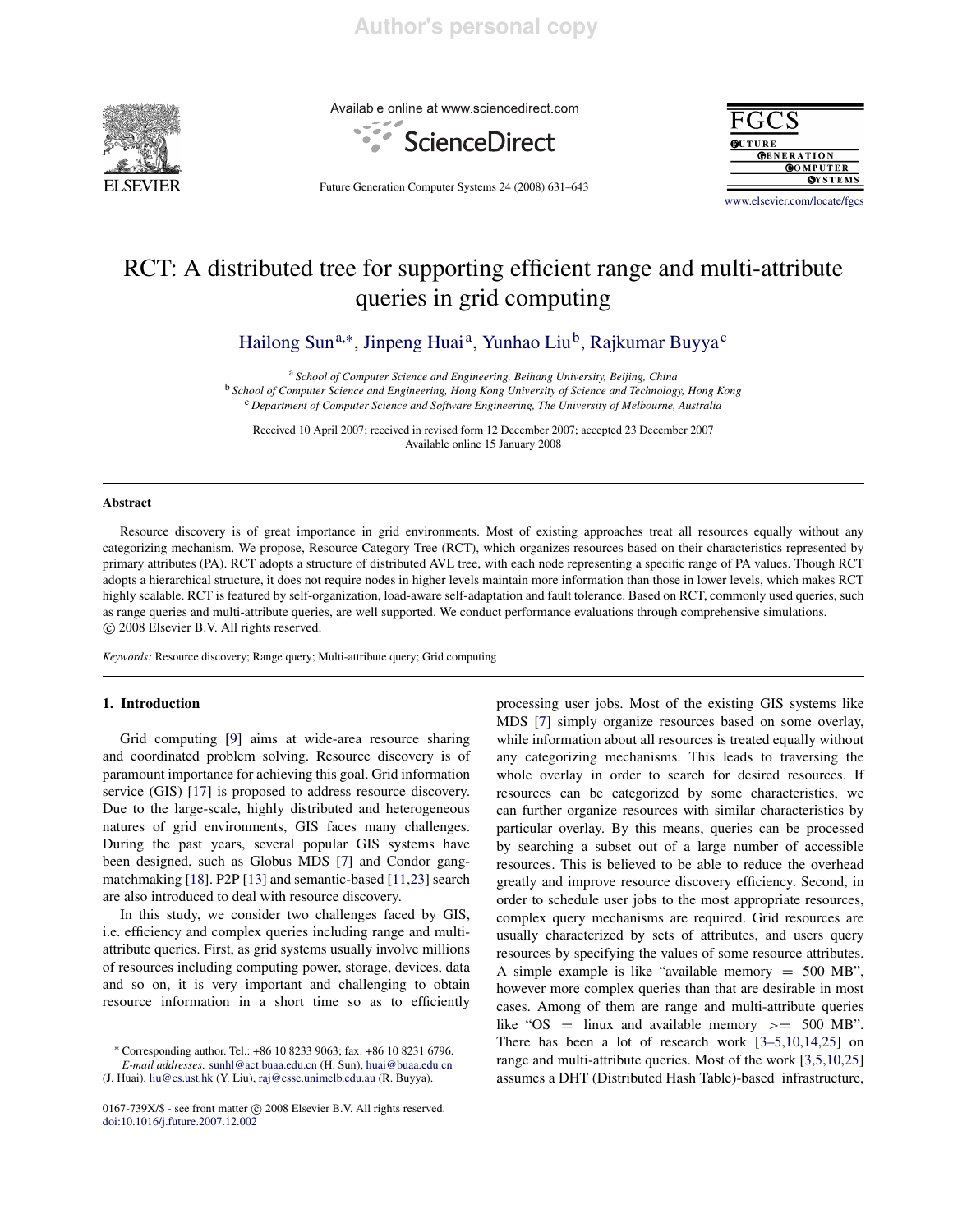# RCT: A distributed tree for supporting efficient range and multi-attribute queries in grid computing

Hailong Sun[a,*], Jinpeng Huai[a], Yunhao Liu[b], Rajkumar Buyya[c]

[a] *School of Computer Science and Engineering, Beihang University, Beijing, China*
[b] *School of Computer Science and Engineering, Hong Kong University of Science and Technology, Hong Kong*
[c] *Department of Computer Science and Software Engineering, The University of Melbourne, Australia*

Received 10 April 2007; received in revised form 12 December 2007; accepted 23 December 2007
Available online 15 January 2008

## Abstract

Resource discovery is of great importance in grid environments. Most of existing approaches treat all resources equally without any categorizing mechanism. We propose, Resource Category Tree (RCT), which organizes resources based on their characteristics represented by primary attributes (PA). RCT adopts a structure of distributed AVL tree, with each node representing a specific range of PA values. Though RCT adopts a hierarchical structure, it does not require nodes in higher levels maintain more information than those in lower levels, which makes RCT highly scalable. RCT is featured by self-organization, load-aware self-adaptation and fault tolerance. Based on RCT, commonly used queries, such as range queries and multi-attribute queries, are well supported. We conduct performance evaluations through comprehensive simulations.
© 2008 Elsevier B.V. All rights reserved.

*Keywords:* Resource discovery; Range query; Multi-attribute query; Grid computing

## 1. Introduction

Grid computing [9] aims at wide-area resource sharing and coordinated problem solving. Resource discovery is of paramount importance for achieving this goal. Grid information service (GIS) [17] is proposed to address resource discovery. Due to the large-scale, highly distributed and heterogeneous natures of grid environments, GIS faces many challenges. During the past years, several popular GIS systems have been designed, such as Globus MDS [7] and Condor gang-matchmaking [18]. P2P [13] and semantic-based [11,23] search are also introduced to deal with resource discovery.

In this study, we consider two challenges faced by GIS, i.e. efficiency and complex queries including range and multi-attribute queries. First, as grid systems usually involve millions of resources including computing power, storage, devices, data and so on, it is very important and challenging to obtain resource information in a short time so as to efficiently processing user jobs. Most of the existing GIS systems like MDS [7] simply organize resources based on some overlay, while information about all resources is treated equally without any categorizing mechanisms. This leads to traversing the whole overlay in order to search for desired resources. If resources can be categorized by some characteristics, we can further organize resources with similar characteristics by particular overlay. By this means, queries can be processed by searching a subset out of a large number of accessible resources. This is believed to be able to reduce the overhead greatly and improve resource discovery efficiency. Second, in order to schedule user jobs to the most appropriate resources, complex query mechanisms are required. Grid resources are usually characterized by sets of attributes, and users query resources by specifying the values of some resource attributes. A simple example is like "available memory = 500 MB", however more complex queries than that are desirable in most cases. Among of them are range and multi-attribute queries like "OS = linux and available memory >= 500 MB". There has been a lot of research work [3–5,10,14,25] on range and multi-attribute queries. Most of the work [3,5,10,25] assumes a DHT (Distributed Hash Table)-based infrastructure,

* Corresponding author. Tel.: +86 10 8233 9063; fax: +86 10 8231 6796.
*E-mail addresses:* sunhl@act.buaa.edu.cn (H. Sun), huai@buaa.edu.cn (J. Huai), liu@cs.ust.hk (Y. Liu), raj@csse.unimelb.edu.au (R. Buyya).

0167-739X/$ - see front matter © 2008 Elsevier B.V. All rights reserved.
doi:10.1016/j.future.2007.12.002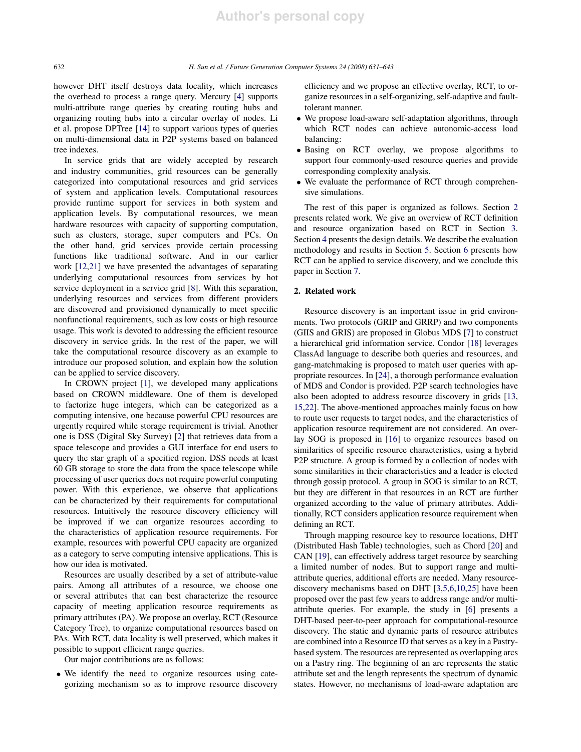however DHT itself destroys data locality, which increases the overhead to process a range query. Mercury [4] supports multi-attribute range queries by creating routing hubs and organizing routing hubs into a circular overlay of nodes. Li et al. propose DPTree [14] to support various types of queries on multi-dimensional data in P2P systems based on balanced tree indexes.

In service grids that are widely accepted by research and industry communities, grid resources can be generally categorized into computational resources and grid services of system and application levels. Computational resources provide runtime support for services in both system and application levels. By computational resources, we mean hardware resources with capacity of supporting computation, such as clusters, storage, super computers and PCs. On the other hand, grid services provide certain processing functions like traditional software. And in our earlier work [12,21] we have presented the advantages of separating underlying computational resources from services by hot service deployment in a service grid [8]. With this separation, underlying resources and services from different providers are discovered and provisioned dynamically to meet specific nonfunctional requirements, such as low costs or high resource usage. This work is devoted to addressing the efficient resource discovery in service grids. In the rest of the paper, we will take the computational resource discovery as an example to introduce our proposed solution, and explain how the solution can be applied to service discovery.

In CROWN project [1], we developed many applications based on CROWN middleware. One of them is developed to factorize huge integers, which can be categorized as a computing intensive, one because powerful CPU resources are urgently required while storage requirement is trivial. Another one is DSS (Digital Sky Survey) [2] that retrieves data from a space telescope and provides a GUI interface for end users to query the star graph of a specified region. DSS needs at least 60 GB storage to store the data from the space telescope while processing of user queries does not require powerful computing power. With this experience, we observe that applications can be characterized by their requirements for computational resources. Intuitively the resource discovery efficiency will be improved if we can organize resources according to the characteristics of application resource requirements. For example, resources with powerful CPU capacity are organized as a category to serve computing intensive applications. This is how our idea is motivated.

Resources are usually described by a set of attribute-value pairs. Among all attributes of a resource, we choose one or several attributes that can best characterize the resource capacity of meeting application resource requirements as primary attributes (PA). We propose an overlay, RCT (Resource Category Tree), to organize computational resources based on PAs. With RCT, data locality is well preserved, which makes it possible to support efficient range queries.

Our major contributions are as follows:

- We identify the need to organize resources using categorizing mechanism so as to improve resource discovery efficiency and we propose an effective overlay, RCT, to organize resources in a self-organizing, self-adaptive and fault-tolerant manner.
- We propose load-aware self-adaptation algorithms, through which RCT nodes can achieve autonomic-access load balancing;
- Basing on RCT overlay, we propose algorithms to support four commonly-used resource queries and provide corresponding complexity analysis.
- We evaluate the performance of RCT through comprehensive simulations.

The rest of this paper is organized as follows. Section 2 presents related work. We give an overview of RCT definition and resource organization based on RCT in Section 3. Section 4 presents the design details. We describe the evaluation methodology and results in Section 5. Section 6 presents how RCT can be applied to service discovery, and we conclude this paper in Section 7.

## 2. Related work

Resource discovery is an important issue in grid environments. Two protocols (GRIP and GRRP) and two components (GIIS and GRIS) are proposed in Globus MDS [7] to construct a hierarchical grid information service. Condor [18] leverages ClassAd language to describe both queries and resources, and gang-matchmaking is proposed to match user queries with appropriate resources. In [24], a thorough performance evaluation of MDS and Condor is provided. P2P search technologies have also been adopted to address resource discovery in grids [13,15,22]. The above-mentioned approaches mainly focus on how to route user requests to target nodes, and the characteristics of application resource requirement are not considered. An overlay SOG is proposed in [16] to organize resources based on similarities of specific resource characteristics, using a hybrid P2P structure. A group is formed by a collection of nodes with some similarities in their characteristics and a leader is elected through gossip protocol. A group in SOG is similar to an RCT, but they are different in that resources in an RCT are further organized according to the value of primary attributes. Additionally, RCT considers application resource requirement when defining an RCT.

Through mapping resource key to resource locations, DHT (Distributed Hash Table) technologies, such as Chord [20] and CAN [19], can effectively address target resource by searching a limited number of nodes. But to support range and multi-attribute queries, additional efforts are needed. Many resource-discovery mechanisms based on DHT [3,5,6,10,25] have been proposed over the past few years to address range and/or multi-attribute queries. For example, the study in [6] presents a DHT-based peer-to-peer approach for computational-resource discovery. The static and dynamic parts of resource attributes are combined into a Resource ID that serves as a key in a Pastry-based system. The resources are represented as overlapping arcs on a Pastry ring. The beginning of an arc represents the static attribute set and the length represents the spectrum of dynamic states. However, no mechanisms of load-aware adaptation are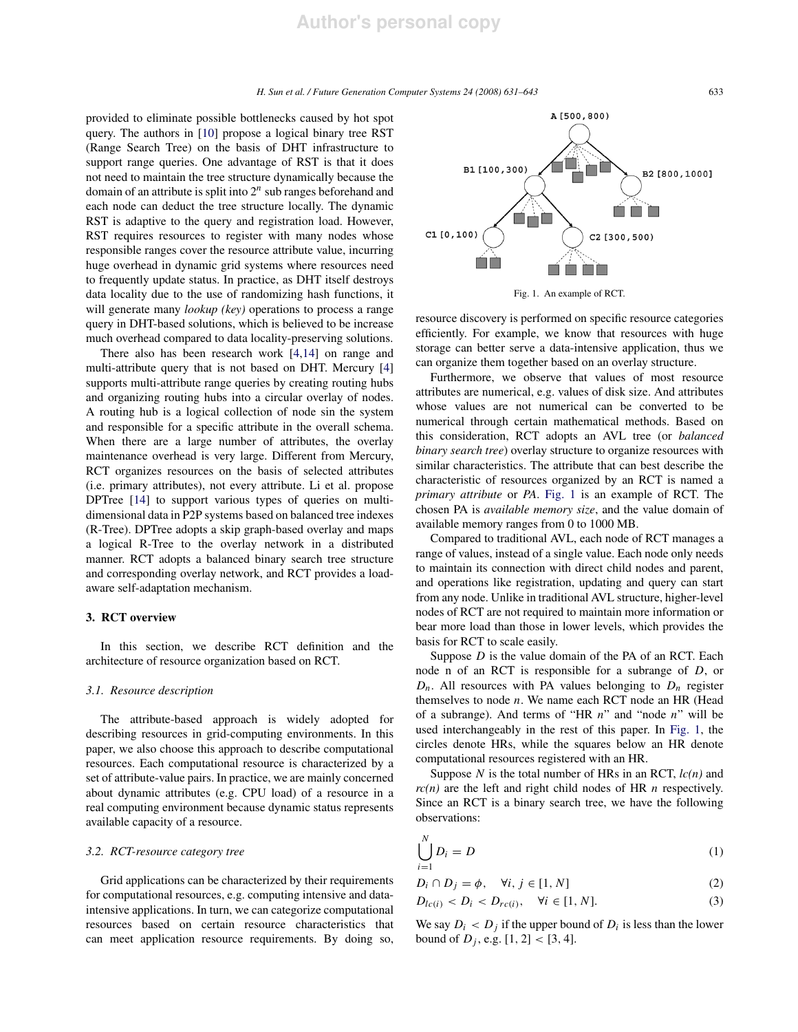provided to eliminate possible bottlenecks caused by hot spot query. The authors in [10] propose a logical binary tree RST (Range Search Tree) on the basis of DHT infrastructure to support range queries. One advantage of RST is that it does not need to maintain the tree structure dynamically because the domain of an attribute is split into $2^n$ sub ranges beforehand and each node can deduct the tree structure locally. The dynamic RST is adaptive to the query and registration load. However, RST requires resources to register with many nodes whose responsible ranges cover the resource attribute value, incurring huge overhead in dynamic grid systems where resources need to frequently update status. In practice, as DHT itself destroys data locality due to the use of randomizing hash functions, it will generate many *lookup (key)* operations to process a range query in DHT-based solutions, which is believed to be increase much overhead compared to data locality-preserving solutions.

There also has been research work [4,14] on range and multi-attribute query that is not based on DHT. Mercury [4] supports multi-attribute range queries by creating routing hubs and organizing routing hubs into a circular overlay of nodes. A routing hub is a logical collection of node sin the system and responsible for a specific attribute in the overall schema. When there are a large number of attributes, the overlay maintenance overhead is very large. Different from Mercury, RCT organizes resources on the basis of selected attributes (i.e. primary attributes), not every attribute. Li et al. propose DPTree [14] to support various types of queries on multi-dimensional data in P2P systems based on balanced tree indexes (R-Tree). DPTree adopts a skip graph-based overlay and maps a logical R-Tree to the overlay network in a distributed manner. RCT adopts a balanced binary search tree structure and corresponding overlay network, and RCT provides a load-aware self-adaptation mechanism.

## 3. RCT overview

In this section, we describe RCT definition and the architecture of resource organization based on RCT.

### 3.1. Resource description

The attribute-based approach is widely adopted for describing resources in grid-computing environments. In this paper, we also choose this approach to describe computational resources. Each computational resource is characterized by a set of attribute-value pairs. In practice, we are mainly concerned about dynamic attributes (e.g. CPU load) of a resource in a real computing environment because dynamic status represents available capacity of a resource.

### 3.2. RCT-resource category tree

Grid applications can be characterized by their requirements for computational resources, e.g. computing intensive and data-intensive applications. In turn, we can categorize computational resources based on certain resource characteristics that can meet application resource requirements. By doing so, resource discovery is performed on specific resource categories efficiently. For example, we know that resources with huge storage can better serve a data-intensive application, thus we can organize them together based on an overlay structure.

Fig. 1. An example of RCT.

Furthermore, we observe that values of most resource attributes are numerical, e.g. values of disk size. And attributes whose values are not numerical can be converted to be numerical through certain mathematical methods. Based on this consideration, RCT adopts an AVL tree (or *balanced binary search tree*) overlay structure to organize resources with similar characteristics. The attribute that can best describe the characteristic of resources organized by an RCT is named a *primary attribute* or *PA*. Fig. 1 is an example of RCT. The chosen PA is *available memory size*, and the value domain of available memory ranges from 0 to 1000 MB.

Compared to traditional AVL, each node of RCT manages a range of values, instead of a single value. Each node only needs to maintain its connection with direct child nodes and parent, and operations like registration, updating and query can start from any node. Unlike in traditional AVL structure, higher-level nodes of RCT are not required to maintain more information or bear more load than those in lower levels, which provides the basis for RCT to scale easily.

Suppose $D$ is the value domain of the PA of an RCT. Each node n of an RCT is responsible for a subrange of $D$, or $D_n$. All resources with PA values belonging to $D_n$ register themselves to node $n$. We name each RCT node an HR (Head of a subrange). And terms of "HR $n$" and "node $n$" will be used interchangeably in the rest of this paper. In Fig. 1, the circles denote HRs, while the squares below an HR denote computational resources registered with an HR.

Suppose $N$ is the total number of HRs in an RCT, $lc(n)$ and $rc(n)$ are the left and right child nodes of HR $n$ respectively. Since an RCT is a binary search tree, we have the following observations:

$$\bigcup_{i=1}^{N} D_i = D \tag{1}$$

$$D_i \cap D_j = \phi, \quad \forall i, j \in [1, N] \tag{2}$$

$$D_{lc(i)} < D_i < D_{rc(i)}, \quad \forall i \in [1, N]. \tag{3}$$

We say $D_i < D_j$ if the upper bound of $D_i$ is less than the lower bound of $D_j$, e.g. $[1, 2] < [3, 4]$.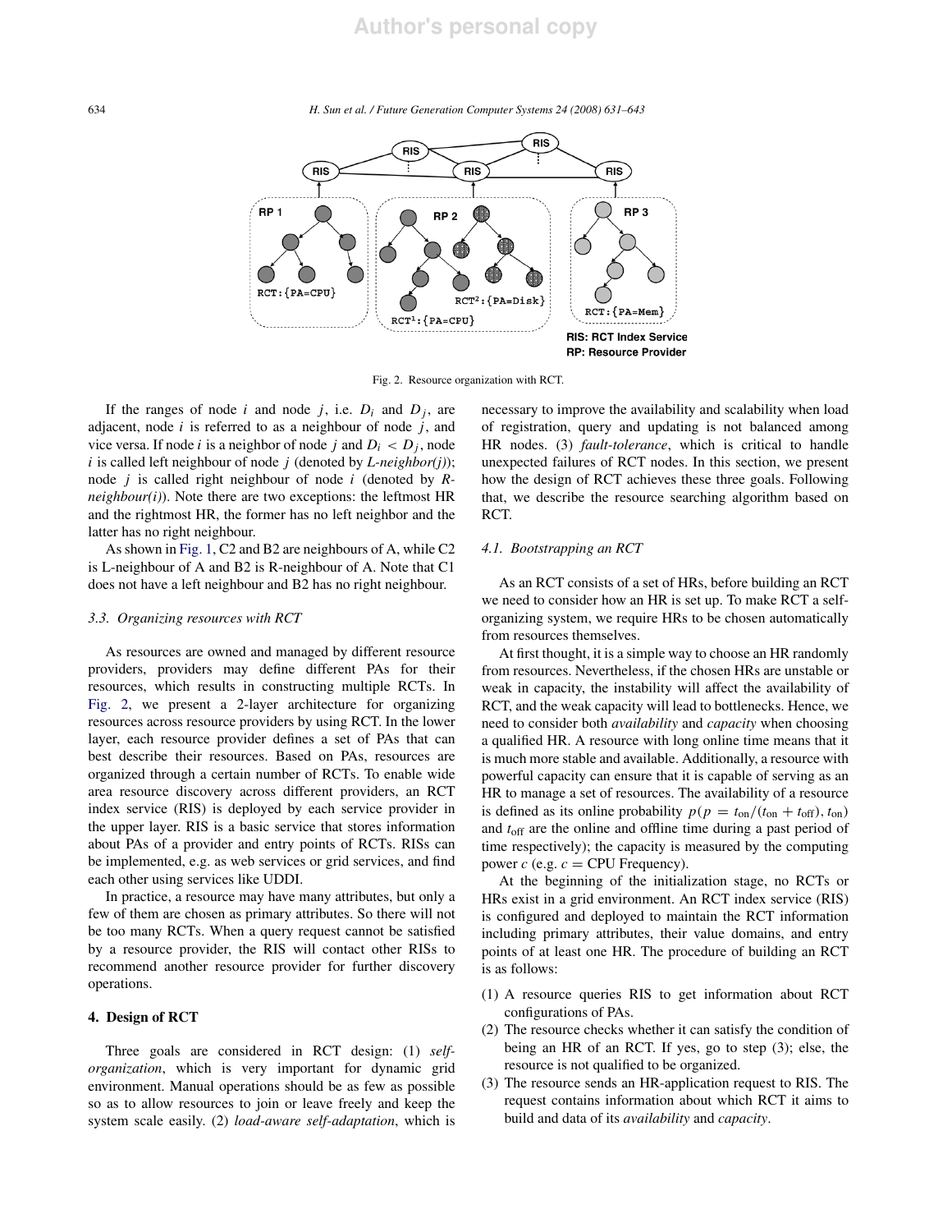Fig. 2. Resource organization with RCT.

If the ranges of node $i$ and node $j$, i.e. $D_i$ and $D_j$, are adjacent, node $i$ is referred to as a neighbour of node $j$, and vice versa. If node $i$ is a neighbor of node $j$ and $D_i < D_j$, node $i$ is called left neighbour of node $j$ (denoted by *L-neighbor(j)*); node $j$ is called right neighbour of node $i$ (denoted by *R-neighbour(i)*). Note there are two exceptions: the leftmost HR and the rightmost HR, the former has no left neighbor and the latter has no right neighbour.

As shown in Fig. 1, C2 and B2 are neighbours of A, while C2 is L-neighbour of A and B2 is R-neighbour of A. Note that C1 does not have a left neighbour and B2 has no right neighbour.

### 3.3. Organizing resources with RCT

As resources are owned and managed by different resource providers, providers may define different PAs for their resources, which results in constructing multiple RCTs. In Fig. 2, we present a 2-layer architecture for organizing resources across resource providers by using RCT. In the lower layer, each resource provider defines a set of PAs that can best describe their resources. Based on PAs, resources are organized through a certain number of RCTs. To enable wide area resource discovery across different providers, an RCT index service (RIS) is deployed by each service provider in the upper layer. RIS is a basic service that stores information about PAs of a provider and entry points of RCTs. RISs can be implemented, e.g. as web services or grid services, and find each other using services like UDDI.

In practice, a resource may have many attributes, but only a few of them are chosen as primary attributes. So there will not be too many RCTs. When a query request cannot be satisfied by a resource provider, the RIS will contact other RISs to recommend another resource provider for further discovery operations.

## 4. Design of RCT

Three goals are considered in RCT design: (1) *self-organization*, which is very important for dynamic grid environment. Manual operations should be as few as possible so as to allow resources to join or leave freely and keep the system scale easily. (2) *load-aware self-adaptation*, which is necessary to improve the availability and scalability when load of registration, query and updating is not balanced among HR nodes. (3) *fault-tolerance*, which is critical to handle unexpected failures of RCT nodes. In this section, we present how the design of RCT achieves these three goals. Following that, we describe the resource searching algorithm based on RCT.

### 4.1. Bootstrapping an RCT

As an RCT consists of a set of HRs, before building an RCT we need to consider how an HR is set up. To make RCT a self-organizing system, we require HRs to be chosen automatically from resources themselves.

At first thought, it is a simple way to choose an HR randomly from resources. Nevertheless, if the chosen HRs are unstable or weak in capacity, the instability will affect the availability of RCT, and the weak capacity will lead to bottlenecks. Hence, we need to consider both *availability* and *capacity* when choosing a qualified HR. A resource with long online time means that it is much more stable and available. Additionally, a resource with powerful capacity can ensure that it is capable of serving as an HR to manage a set of resources. The availability of a resource is defined as its online probability $p(p = t_{\text{on}}/(t_{\text{on}} + t_{\text{off}}), t_{\text{on}})$ and $t_{\text{off}}$ are the online and offline time during a past period of time respectively); the capacity is measured by the computing power $c$ (e.g. $c$ = CPU Frequency).

At the beginning of the initialization stage, no RCTs or HRs exist in a grid environment. An RCT index service (RIS) is configured and deployed to maintain the RCT information including primary attributes, their value domains, and entry points of at least one HR. The procedure of building an RCT is as follows:

(1) A resource queries RIS to get information about RCT configurations of PAs.
(2) The resource checks whether it can satisfy the condition of being an HR of an RCT. If yes, go to step (3); else, the resource is not qualified to be organized.
(3) The resource sends an HR-application request to RIS. The request contains information about which RCT it aims to build and data of its *availability* and *capacity*.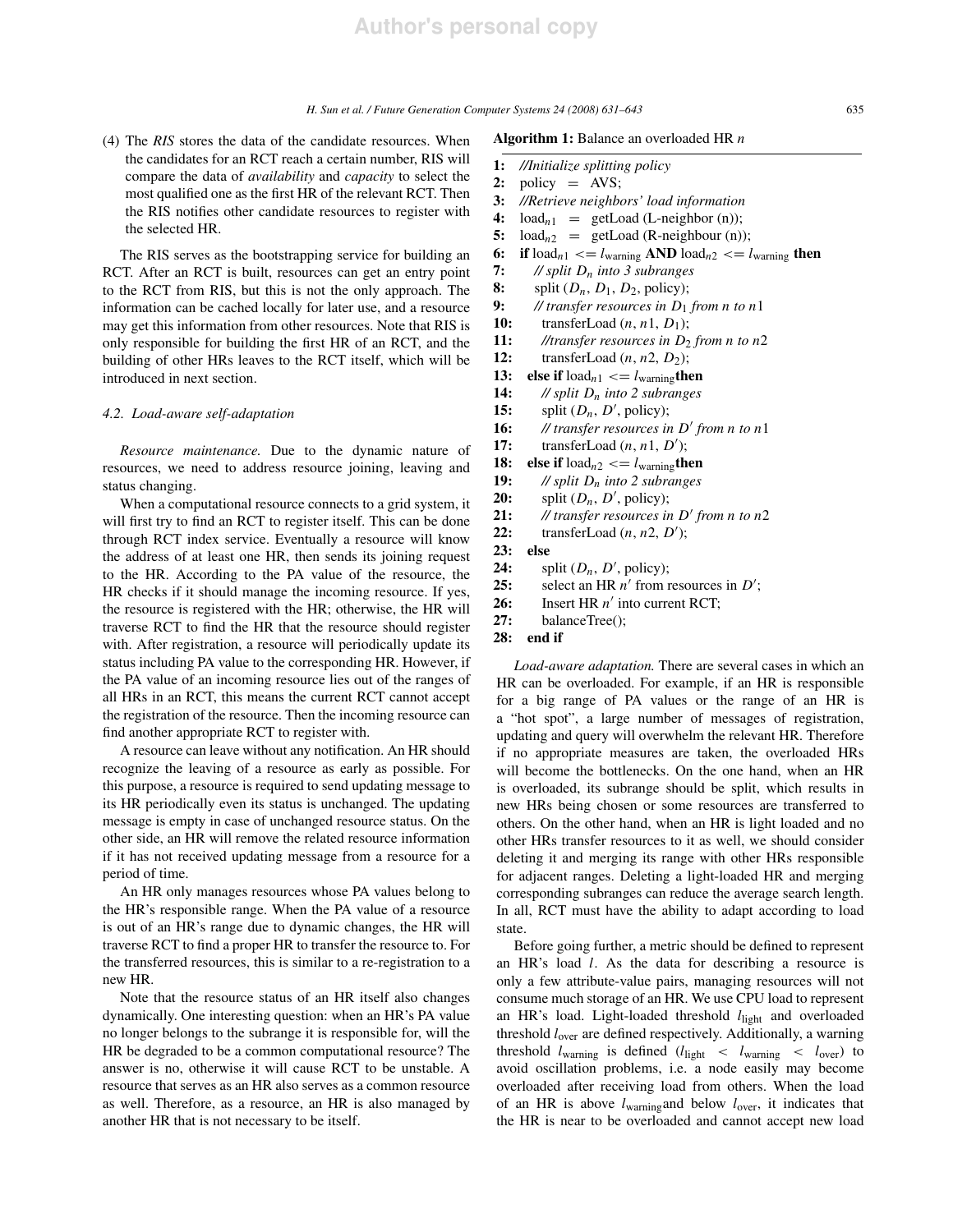(4) The *RIS* stores the data of the candidate resources. When the candidates for an RCT reach a certain number, RIS will compare the data of *availability* and *capacity* to select the most qualified one as the first HR of the relevant RCT. Then the RIS notifies other candidate resources to register with the selected HR.

The RIS serves as the bootstrapping service for building an RCT. After an RCT is built, resources can get an entry point to the RCT from RIS, but this is not the only approach. The information can be cached locally for later use, and a resource may get this information from other resources. Note that RIS is only responsible for building the first HR of an RCT, and the building of other HRs leaves to the RCT itself, which will be introduced in next section.

### 4.2. Load-aware self-adaptation

*Resource maintenance.* Due to the dynamic nature of resources, we need to address resource joining, leaving and status changing.

When a computational resource connects to a grid system, it will first try to find an RCT to register itself. This can be done through RCT index service. Eventually a resource will know the address of at least one HR, then sends its joining request to the HR. According to the PA value of the resource, the HR checks if it should manage the incoming resource. If yes, the resource is registered with the HR; otherwise, the HR will traverse RCT to find the HR that the resource should register with. After registration, a resource will periodically update its status including PA value to the corresponding HR. However, if the PA value of an incoming resource lies out of the ranges of all HRs in an RCT, this means the current RCT cannot accept the registration of the resource. Then the incoming resource can find another appropriate RCT to register with.

A resource can leave without any notification. An HR should recognize the leaving of a resource as early as possible. For this purpose, a resource is required to send updating message to its HR periodically even its status is unchanged. The updating message is empty in case of unchanged resource status. On the other side, an HR will remove the related resource information if it has not received updating message from a resource for a period of time.

An HR only manages resources whose PA values belong to the HR's responsible range. When the PA value of a resource is out of an HR's range due to dynamic changes, the HR will traverse RCT to find a proper HR to transfer the resource to. For the transferred resources, this is similar to a re-registration to a new HR.

Note that the resource status of an HR itself also changes dynamically. One interesting question: when an HR's PA value no longer belongs to the subrange it is responsible for, will the HR be degraded to be a common computational resource? The answer is no, otherwise it will cause RCT to be unstable. A resource that serves as an HR also serves as a common resource as well. Therefore, as a resource, an HR is also managed by another HR that is not necessary to be itself.

**Algorithm 1:** Balance an overloaded HR $n$

```
1:  //Initialize splitting policy
2:  policy = AVS;
3:  //Retrieve neighbors' load information
4:  load_n1 = getLoad (L-neighbor (n));
5:  load_n2 = getLoad (R-neighbour (n));
6:  if load_n1 <= l_warning AND load_n2 <= l_warning then
7:      // split D_n into 3 subranges
8:      split (D_n, D_1, D_2, policy);
9:      // transfer resources in D_1 from n to n1
10:     transferLoad (n, n1, D_1);
11:     //transfer resources in D_2 from n to n2
12:     transferLoad (n, n2, D_2);
13: else if load_n1 <= l_warning then
14:     // split D_n into 2 subranges
15:     split (D_n, D', policy);
16:     // transfer resources in D' from n to n1
17:     transferLoad (n, n1, D');
18: else if load_n2 <= l_warning then
19:     // split D_n into 2 subranges
20:     split (D_n, D', policy);
21:     // transfer resources in D' from n to n2
22:     transferLoad (n, n2, D');
23: else
24:     split (D_n, D', policy);
25:     select an HR n' from resources in D';
26:     Insert HR n' into current RCT;
27:     balanceTree();
28: end if
```

*Load-aware adaptation.* There are several cases in which an HR can be overloaded. For example, if an HR is responsible for a big range of PA values or the range of an HR is a "hot spot", a large number of messages of registration, updating and query will overwhelm the relevant HR. Therefore if no appropriate measures are taken, the overloaded HRs will become the bottlenecks. On the one hand, when an HR is overloaded, its subrange should be split, which results in new HRs being chosen or some resources are transferred to others. On the other hand, when an HR is light loaded and no other HRs transfer resources to it as well, we should consider deleting it and merging its range with other HRs responsible for adjacent ranges. Deleting a light-loaded HR and merging corresponding subranges can reduce the average search length. In all, RCT must have the ability to adapt according to load state.

Before going further, a metric should be defined to represent an HR's load $l$. As the data for describing a resource is only a few attribute-value pairs, managing resources will not consume much storage of an HR. We use CPU load to represent an HR's load. Light-loaded threshold $l_{\text{light}}$ and overloaded threshold $l_{\text{over}}$ are defined respectively. Additionally, a warning threshold $l_{\text{warning}}$ is defined ($l_{\text{light}} < l_{\text{warning}} < l_{\text{over}}$) to avoid oscillation problems, i.e. a node easily may become overloaded after receiving load from others. When the load of an HR is above $l_{\text{warning}}$ and below $l_{\text{over}}$, it indicates that the HR is near to be overloaded and cannot accept new load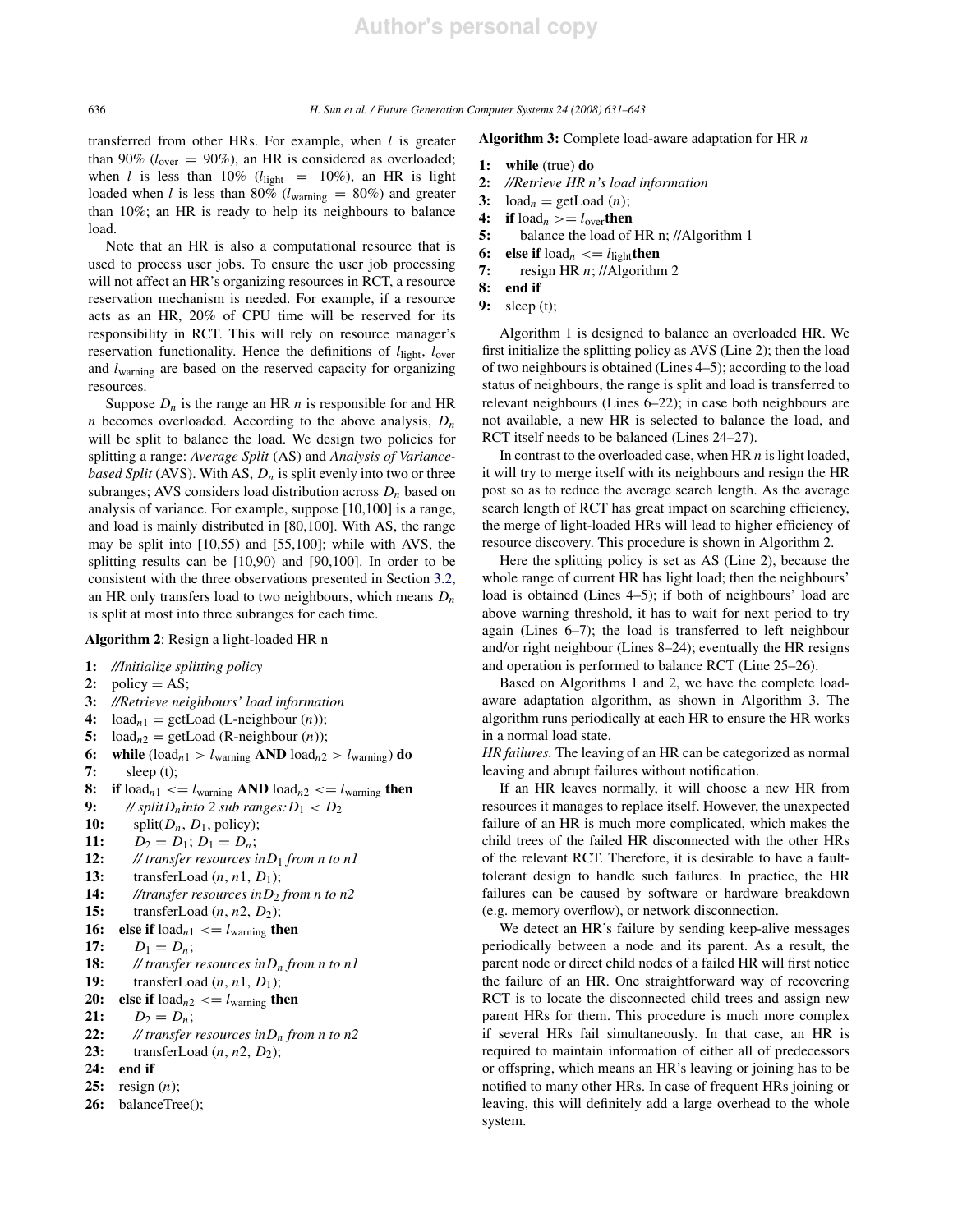transferred from other HRs. For example, when $l$ is greater than 90% ($l_{\text{over}} = 90\%$), an HR is considered as overloaded; when $l$ is less than 10% ($l_{\text{light}} = 10\%$), an HR is light loaded when $l$ is less than 80% ($l_{\text{warning}} = 80\%$) and greater than 10%; an HR is ready to help its neighbours to balance load.

Note that an HR is also a computational resource that is used to process user jobs. To ensure the user job processing will not affect an HR's organizing resources in RCT, a resource reservation mechanism is needed. For example, if a resource acts as an HR, 20% of CPU time will be reserved for its responsibility in RCT. This will rely on resource manager's reservation functionality. Hence the definitions of $l_{\text{light}}$, $l_{\text{over}}$ and $l_{\text{warning}}$ are based on the reserved capacity for organizing resources.

Suppose $D_n$ is the range an HR $n$ is responsible for and HR $n$ becomes overloaded. According to the above analysis, $D_n$ will be split to balance the load. We design two policies for splitting a range: *Average Split* (AS) and *Analysis of Variance-based Split* (AVS). With AS, $D_n$ is split evenly into two or three subranges; AVS considers load distribution across $D_n$ based on analysis of variance. For example, suppose [10,100] is a range, and load is mainly distributed in [80,100]. With AS, the range may be split into [10,55) and [55,100]; while with AVS, the splitting results can be [10,90) and [90,100]. In order to be consistent with the three observations presented in Section 3.2, an HR only transfers load to two neighbours, which means $D_n$ is split at most into three subranges for each time.

**Algorithm 2**: Resign a light-loaded HR n

```
1:  //Initialize splitting policy
2:  policy = AS;
3:  //Retrieve neighbours' load information
4:  load_n1 = getLoad (L-neighbour (n));
5:  load_n2 = getLoad (R-neighbour (n));
6:  while (load_n1 > l_warning AND load_n2 > l_warning) do
7:      sleep (t);
8:  if load_n1 <= l_warning AND load_n2 <= l_warning then
9:      // split D_n into 2 sub ranges: D_1 < D_2
10:     split(D_n, D_1, policy);
11:     D_2 = D_1; D_1 = D_n;
12:     // transfer resources in D_1 from n to n1
13:     transferLoad (n, n1, D_1);
14:     //transfer resources in D_2 from n to n2
15:     transferLoad (n, n2, D_2);
16: else if load_n1 <= l_warning then
17:     D_1 = D_n;
18:     // transfer resources in D_n from n to n1
19:     transferLoad (n, n1, D_1);
20: else if load_n2 <= l_warning then
21:     D_2 = D_n;
22:     // transfer resources in D_n from n to n2
23:     transferLoad (n, n2, D_2);
24: end if
25: resign (n);
26: balanceTree();
```

**Algorithm 3:** Complete load-aware adaptation for HR $n$

```
1: while (true) do
2:   //Retrieve HR n's load information
3:   load_n = getLoad (n);
4:   if load_n >= l_over then
5:      balance the load of HR n; //Algorithm 1
6:   else if load_n <= l_light then
7:      resign HR n; //Algorithm 2
8:   end if
9:   sleep (t);
```

Algorithm 1 is designed to balance an overloaded HR. We first initialize the splitting policy as AVS (Line 2); then the load of two neighbours is obtained (Lines 4–5); according to the load status of neighbours, the range is split and load is transferred to relevant neighbours (Lines 6–22); in case both neighbours are not available, a new HR is selected to balance the load, and RCT itself needs to be balanced (Lines 24–27).

In contrast to the overloaded case, when HR $n$ is light loaded, it will try to merge itself with its neighbours and resign the HR post so as to reduce the average search length. As the average search length of RCT has great impact on searching efficiency, the merge of light-loaded HRs will lead to higher efficiency of resource discovery. This procedure is shown in Algorithm 2.

Here the splitting policy is set as AS (Line 2), because the whole range of current HR has light load; then the neighbours' load is obtained (Lines 4–5); if both of neighbours' load are above warning threshold, it has to wait for next period to try again (Lines 6–7); the load is transferred to left neighbour and/or right neighbour (Lines 8–24); eventually the HR resigns and operation is performed to balance RCT (Line 25–26).

Based on Algorithms 1 and 2, we have the complete load-aware adaptation algorithm, as shown in Algorithm 3. The algorithm runs periodically at each HR to ensure the HR works in a normal load state.

*HR failures.* The leaving of an HR can be categorized as normal leaving and abrupt failures without notification.

If an HR leaves normally, it will choose a new HR from resources it manages to replace itself. However, the unexpected failure of an HR is much more complicated, which makes the child trees of the failed HR disconnected with the other HRs of the relevant RCT. Therefore, it is desirable to have a fault-tolerant design to handle such failures. In practice, the HR failures can be caused by software or hardware breakdown (e.g. memory overflow), or network disconnection.

We detect an HR's failure by sending keep-alive messages periodically between a node and its parent. As a result, the parent node or direct child nodes of a failed HR will first notice the failure of an HR. One straightforward way of recovering RCT is to locate the disconnected child trees and assign new parent HRs for them. This procedure is much more complex if several HRs fail simultaneously. In that case, an HR is required to maintain information of either all of predecessors or offspring, which means an HR's leaving or joining has to be notified to many other HRs. In case of frequent HRs joining or leaving, this will definitely add a large overhead to the whole system.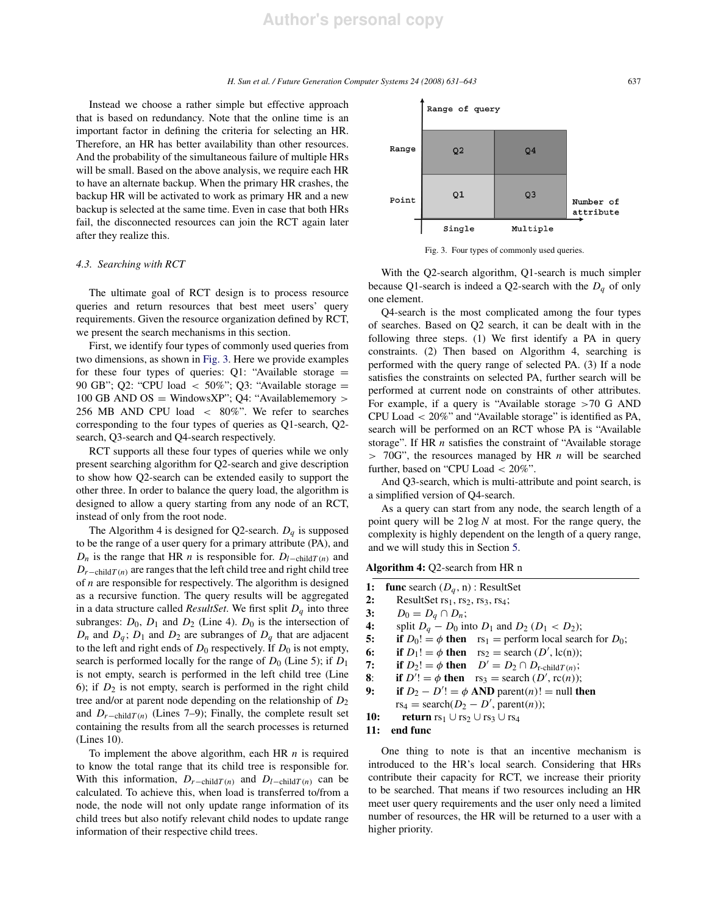Instead we choose a rather simple but effective approach that is based on redundancy. Note that the online time is an important factor in defining the criteria for selecting an HR. Therefore, an HR has better availability than other resources. And the probability of the simultaneous failure of multiple HRs will be small. Based on the above analysis, we require each HR to have an alternate backup. When the primary HR crashes, the backup HR will be activated to work as primary HR and a new backup is selected at the same time. Even in case that both HRs fail, the disconnected resources can join the RCT again later after they realize this.

### 4.3. Searching with RCT

The ultimate goal of RCT design is to process resource queries and return resources that best meet users' query requirements. Given the resource organization defined by RCT, we present the search mechanisms in this section.

First, we identify four types of commonly used queries from two dimensions, as shown in Fig. 3. Here we provide examples for these four types of queries: Q1: "Available storage = 90 GB"; Q2: "CPU load < 50%"; Q3: "Available storage = 100 GB AND OS = WindowsXP"; Q4: "Availablememory > 256 MB AND CPU load < 80%". We refer to searches corresponding to the four types of queries as Q1-search, Q2-search, Q3-search and Q4-search respectively.

RCT supports all these four types of queries while we only present searching algorithm for Q2-search and give description to show how Q2-search can be extended easily to support the other three. In order to balance the query load, the algorithm is designed to allow a query starting from any node of an RCT, instead of only from the root node.

The Algorithm 4 is designed for Q2-search. $D_q$ is supposed to be the range of a user query for a primary attribute (PA), and $D_n$ is the range that HR $n$ is responsible for. $D_{l-\text{child}T(n)}$ and $D_{r-\text{child}T(n)}$ are ranges that the left child tree and right child tree of $n$ are responsible for respectively. The algorithm is designed as a recursive function. The query results will be aggregated in a data structure called *ResultSet*. We first split $D_q$ into three subranges: $D_0$, $D_1$ and $D_2$ (Line 4). $D_0$ is the intersection of $D_n$ and $D_q$; $D_1$ and $D_2$ are subranges of $D_q$ that are adjacent to the left and right ends of $D_0$ respectively. If $D_0$ is not empty, search is performed locally for the range of $D_0$ (Line 5); if $D_1$ is not empty, search is performed in the left child tree (Line 6); if $D_2$ is not empty, search is performed in the right child tree and/or at parent node depending on the relationship of $D_2$ and $D_{r-\text{child}T(n)}$ (Lines 7–9); Finally, the complete result set containing the results from all the search processes is returned (Lines 10).

To implement the above algorithm, each HR $n$ is required to know the total range that its child tree is responsible for. With this information, $D_{r-\text{child}T(n)}$ and $D_{l-\text{child}T(n)}$ can be calculated. To achieve this, when load is transferred to/from a node, the node will not only update range information of its child trees but also notify relevant child nodes to update range information of their respective child trees.

| Range of query | Single | Multiple |
|---|---|---|
| Range | Q2 | Q4 |
| Point | Q1 | Q3 |

(Horizontal axis: Number of attribute)

Fig. 3. Four types of commonly used queries.

With the Q2-search algorithm, Q1-search is much simpler because Q1-search is indeed a Q2-search with the $D_q$ of only one element.

Q4-search is the most complicated among the four types of searches. Based on Q2 search, it can be dealt with in the following three steps. (1) We first identify a PA in query constraints. (2) Then based on Algorithm 4, searching is performed with the query range of selected PA. (3) If a node satisfies the constraints on selected PA, further search will be performed at current node on constraints of other attributes. For example, if a query is "Available storage >70 G AND CPU Load < 20%" and "Available storage" is identified as PA, search will be performed on an RCT whose PA is "Available storage". If HR $n$ satisfies the constraint of "Available storage > 70G", the resources managed by HR $n$ will be searched further, based on "CPU Load < 20%".

And Q3-search, which is multi-attribute and point search, is a simplified version of Q4-search.

As a query can start from any node, the search length of a point query will be $2 \log N$ at most. For the range query, the complexity is highly dependent on the length of a query range, and we will study this in Section 5.

**Algorithm 4:** Q2-search from HR n

**1:** **func** search ($D_q$, n) : ResultSet
**2:** ResultSet $\text{rs}_1, \text{rs}_2, \text{rs}_3, \text{rs}_4$;
**3:** $D_0 = D_q \cap D_n$;
**4:** split $D_q - D_0$ into $D_1$ and $D_2$ ($D_1 < D_2$);
**5:** **if** $D_0 != \phi$ **then** $\text{rs}_1$ = perform local search for $D_0$;
**6:** **if** $D_1 != \phi$ **then** $\text{rs}_2$ = search ($D'$, lc(n));
**7:** **if** $D_2 != \phi$ **then** $D' = D_2 \cap D_{\text{r-child}T(n)}$;
**8:** **if** $D' != \phi$ **then** $\text{rs}_3$ = search ($D'$, rc($n$));
**9:** **if** $D_2 - D' != \phi$ **AND** parent($n$)!= null **then** $\text{rs}_4$ = search($D_2 - D'$, parent($n$));
**10:** **return** $\text{rs}_1 \cup \text{rs}_2 \cup \text{rs}_3 \cup \text{rs}_4$
**11:** **end func**

One thing to note is that an incentive mechanism is introduced to the HR's local search. Considering that HRs contribute their capacity for RCT, we increase their priority to be searched. That means if two resources including an HR meet user query requirements and the user only need a limited number of resources, the HR will be returned to a user with a higher priority.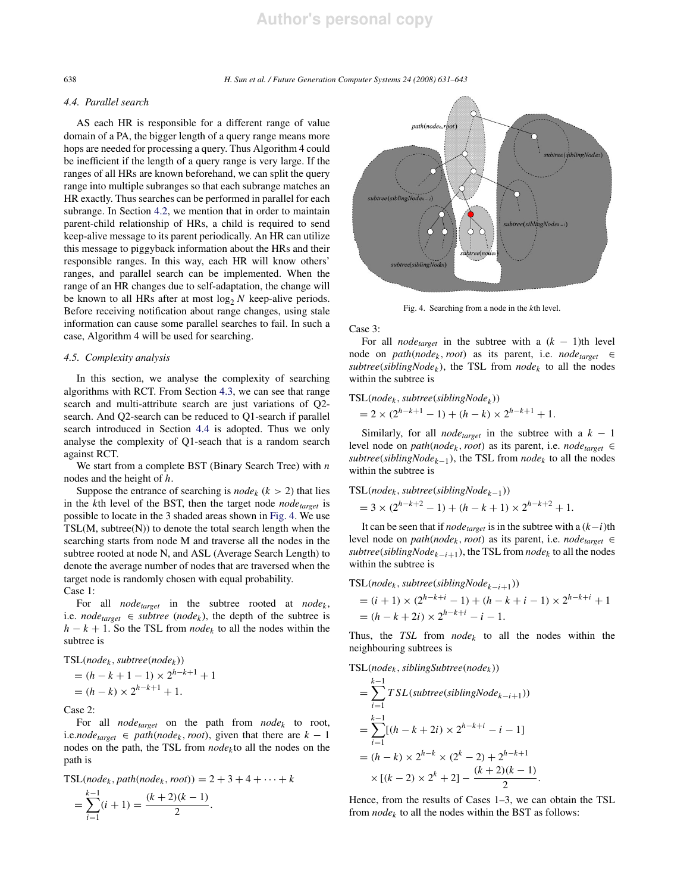### 4.4. Parallel search

AS each HR is responsible for a different range of value domain of a PA, the bigger length of a query range means more hops are needed for processing a query. Thus Algorithm 4 could be inefficient if the length of a query range is very large. If the ranges of all HRs are known beforehand, we can split the query range into multiple subranges so that each subrange matches an HR exactly. Thus searches can be performed in parallel for each subrange. In Section 4.2, we mention that in order to maintain parent-child relationship of HRs, a child is required to send keep-alive message to its parent periodically. An HR can utilize this message to piggyback information about the HRs and their responsible ranges. In this way, each HR will know others' ranges, and parallel search can be implemented. When the range of an HR changes due to self-adaptation, the change will be known to all HRs after at most $\log_2 N$ keep-alive periods. Before receiving notification about range changes, using stale information can cause some parallel searches to fail. In such a case, Algorithm 4 will be used for searching.

### 4.5. Complexity analysis

In this section, we analyse the complexity of searching algorithms with RCT. From Section 4.3, we can see that range search and multi-attribute search are just variations of Q2-search. And Q2-search can be reduced to Q1-search if parallel search introduced in Section 4.4 is adopted. Thus we only analyse the complexity of Q1-seach that is a random search against RCT.

We start from a complete BST (Binary Search Tree) with $n$ nodes and the height of $h$.

Suppose the entrance of searching is $node_k$ ($k > 2$) that lies in the $k$th level of the BST, then the target node $node_{target}$ is possible to locate in the 3 shaded areas shown in Fig. 4. We use TSL(M, subtree(N)) to denote the total search length when the searching starts from node M and traverse all the nodes in the subtree rooted at node N, and ASL (Average Search Length) to denote the average number of nodes that are traversed when the target node is randomly chosen with equal probability.

Case 1:

For all $node_{target}$ in the subtree rooted at $node_k$, i.e. $node_{target} \in subtree(node_k)$, the depth of the subtree is $h - k + 1$. So the TSL from $node_k$ to all the nodes within the subtree is

$$
\begin{aligned}
&\mathrm{TSL}(node_k, subtree(node_k)) \\
&= (h - k + 1 - 1) \times 2^{h-k+1} + 1 \\
&= (h - k) \times 2^{h-k+1} + 1.
\end{aligned}
$$

Case 2:

For all $node_{target}$ on the path from $node_k$ to root, i.e. $node_{target} \in path(node_k, root)$, given that there are $k - 1$ nodes on the path, the TSL from $node_k$ to all the nodes on the path is

$$
\begin{aligned}
&\mathrm{TSL}(node_k, path(node_k, root)) = 2 + 3 + 4 + \cdots + k \\
&= \sum_{i=1}^{k-1}(i + 1) = \frac{(k + 2)(k - 1)}{2}.
\end{aligned}
$$

Fig. 4. Searching from a node in the $k$th level.

Case 3:

For all $node_{target}$ in the subtree with a $(k-1)$th level node on $path(node_k, root)$ as its parent, i.e. $node_{target} \in subtree(siblingNode_k)$, the TSL from $node_k$ to all the nodes within the subtree is

$$
\begin{aligned}
&\mathrm{TSL}(node_k, subtree(siblingNode_k)) \\
&= 2 \times (2^{h-k+1} - 1) + (h - k) \times 2^{h-k+1} + 1.
\end{aligned}
$$

Similarly, for all $node_{target}$ in the subtree with a $k - 1$ level node on $path(node_k, root)$ as its parent, i.e. $node_{target} \in subtree(siblingNode_{k-1})$, the TSL from $node_k$ to all the nodes within the subtree is

$$
\begin{aligned}
&\mathrm{TSL}(node_k, subtree(siblingNode_{k-1})) \\
&= 3 \times (2^{h-k+2} - 1) + (h - k + 1) \times 2^{h-k+2} + 1.
\end{aligned}
$$

It can be seen that if $node_{target}$ is in the subtree with a $(k-i)$th level node on $path(node_k, root)$ as its parent, i.e. $node_{target} \in subtree(siblingNode_{k-i+1})$, the TSL from $node_k$ to all the nodes within the subtree is

$$
\begin{aligned}
&\mathrm{TSL}(node_k, subtree(siblingNode_{k-i+1})) \\
&= (i + 1) \times (2^{h-k+i} - 1) + (h - k + i - 1) \times 2^{h-k+i} + 1 \\
&= (h - k + 2i) \times 2^{h-k+i} - i - 1.
\end{aligned}
$$

Thus, the *TSL* from $node_k$ to all the nodes within the neighbouring subtrees is

$$
\begin{aligned}
&\mathrm{TSL}(node_k, siblingSubtree(node_k)) \\
&= \sum_{i=1}^{k-1} TSL(subtree(siblingNode_{k-i+1})) \\
&= \sum_{i=1}^{k-1}[(h - k + 2i) \times 2^{h-k+i} - i - 1] \\
&= (h - k) \times 2^{h-k} \times (2^k - 2) + 2^{h-k+1} \\
&\quad \times [(k - 2) \times 2^k + 2] - \frac{(k + 2)(k - 1)}{2}.
\end{aligned}
$$

Hence, from the results of Cases 1–3, we can obtain the TSL from $node_k$ to all the nodes within the BST as follows: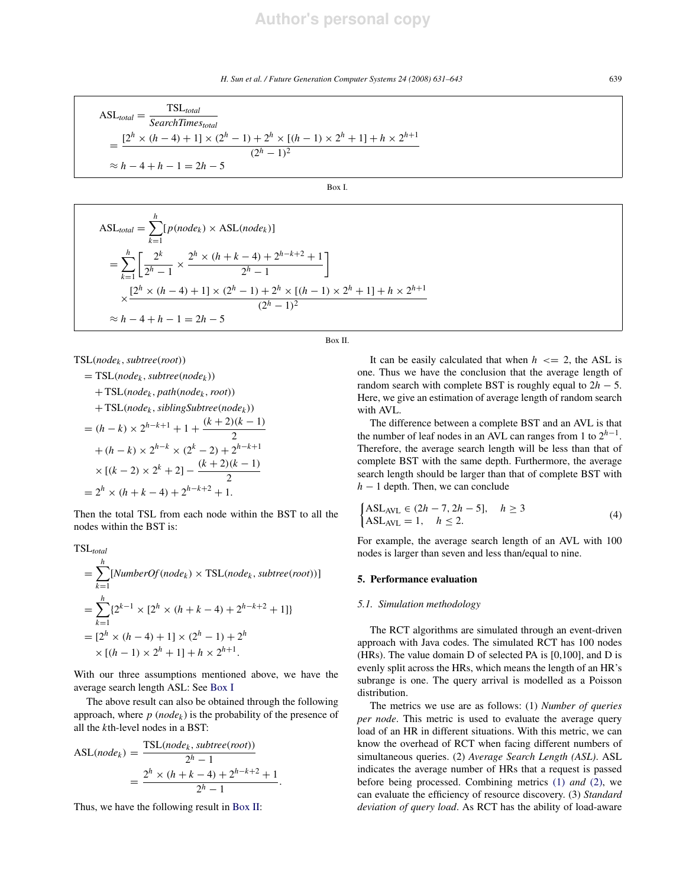$$\begin{aligned}
\mathrm{ASL}_{total} &= \frac{\mathrm{TSL}_{total}}{SearchTimes_{total}} \\
&= \frac{[2^h \times (h-4)+1] \times (2^h-1) + 2^h \times [(h-1)\times 2^h + 1] + h \times 2^{h+1}}{(2^h-1)^2} \\
&\approx h-4+h-1 = 2h-5
\end{aligned}$$

Box I.

$$\begin{aligned}
\mathrm{ASL}_{total} &= \sum_{k=1}^{h}[p(node_k) \times \mathrm{ASL}(node_k)] \\
&= \sum_{k=1}^{h}\left[\frac{2^k}{2^h-1} \times \frac{2^h \times (h+k-4) + 2^{h-k+2}+1}{2^h-1}\right] \\
&\quad \times \frac{[2^h \times (h-4)+1] \times (2^h-1) + 2^h \times [(h-1)\times 2^h + 1] + h \times 2^{h+1}}{(2^h-1)^2} \\
&\approx h-4+h-1 = 2h-5
\end{aligned}$$

Box II.

$$\begin{aligned}
&\mathrm{TSL}(node_k, subtree(root)) \\
&= \mathrm{TSL}(node_k, subtree(node_k)) \\
&\quad + \mathrm{TSL}(node_k, path(node_k, root)) \\
&\quad + \mathrm{TSL}(node_k, siblingSubtree(node_k)) \\
&= (h-k) \times 2^{h-k+1} + 1 + \frac{(k+2)(k-1)}{2} \\
&\quad + (h-k) \times 2^{h-k} \times (2^k - 2) + 2^{h-k+1} \\
&\quad \times [(k-2) \times 2^k + 2] - \frac{(k+2)(k-1)}{2} \\
&= 2^h \times (h+k-4) + 2^{h-k+2} + 1.
\end{aligned}$$

Then the total TSL from each node within the BST to all the nodes within the BST is:

$$\begin{aligned}
&\mathrm{TSL}_{total} \\
&= \sum_{k=1}^{h}[NumberOf(node_k) \times \mathrm{TSL}(node_k, subtree(root))] \\
&= \sum_{k=1}^{h}\{2^{k-1} \times [2^h \times (h+k-4) + 2^{h-k+2} + 1]\} \\
&= [2^h \times (h-4) + 1] \times (2^h - 1) + 2^h \\
&\quad \times [(h-1) \times 2^h + 1] + h \times 2^{h+1}.
\end{aligned}$$

With our three assumptions mentioned above, we have the average search length ASL: See Box I

The above result can also be obtained through the following approach, where $p(node_k)$ is the probability of the presence of all the $k$th-level nodes in a BST:

$$\begin{aligned}
\mathrm{ASL}(node_k) &= \frac{\mathrm{TSL}(node_k, subtree(root))}{2^h - 1} \\
&= \frac{2^h \times (h+k-4) + 2^{h-k+2} + 1}{2^h - 1}.
\end{aligned}$$

Thus, we have the following result in Box II:

It can be easily calculated that when $h <= 2$, the ASL is one. Thus we have the conclusion that the average length of random search with complete BST is roughly equal to $2h-5$. Here, we give an estimation of average length of random search with AVL.

The difference between a complete BST and an AVL is that the number of leaf nodes in an AVL can ranges from 1 to $2^{h-1}$. Therefore, the average search length will be less than that of complete BST with the same depth. Furthermore, the average search length should be larger than that of complete BST with $h-1$ depth. Then, we can conclude

$$\begin{cases} \mathrm{ASL}_{\mathrm{AVL}} \in (2h-7, 2h-5], & h \geq 3 \\ \mathrm{ASL}_{\mathrm{AVL}} = 1, & h \leq 2. \end{cases} \tag{4}$$

For example, the average search length of an AVL with 100 nodes is larger than seven and less than/equal to nine.

## 5. Performance evaluation

### 5.1. Simulation methodology

The RCT algorithms are simulated through an event-driven approach with Java codes. The simulated RCT has 100 nodes (HRs). The value domain D of selected PA is [0,100], and D is evenly split across the HRs, which means the length of an HR's subrange is one. The query arrival is modelled as a Poisson distribution.

The metrics we use are as follows: (1) *Number of queries per node*. This metric is used to evaluate the average query load of an HR in different situations. With this metric, we can know the overhead of RCT when facing different numbers of simultaneous queries. (2) *Average Search Length (ASL)*. ASL indicates the average number of HRs that a request is passed before being processed. Combining metrics (1) *and* (2), we can evaluate the efficiency of resource discovery. (3) *Standard deviation of query load*. As RCT has the ability of load-aware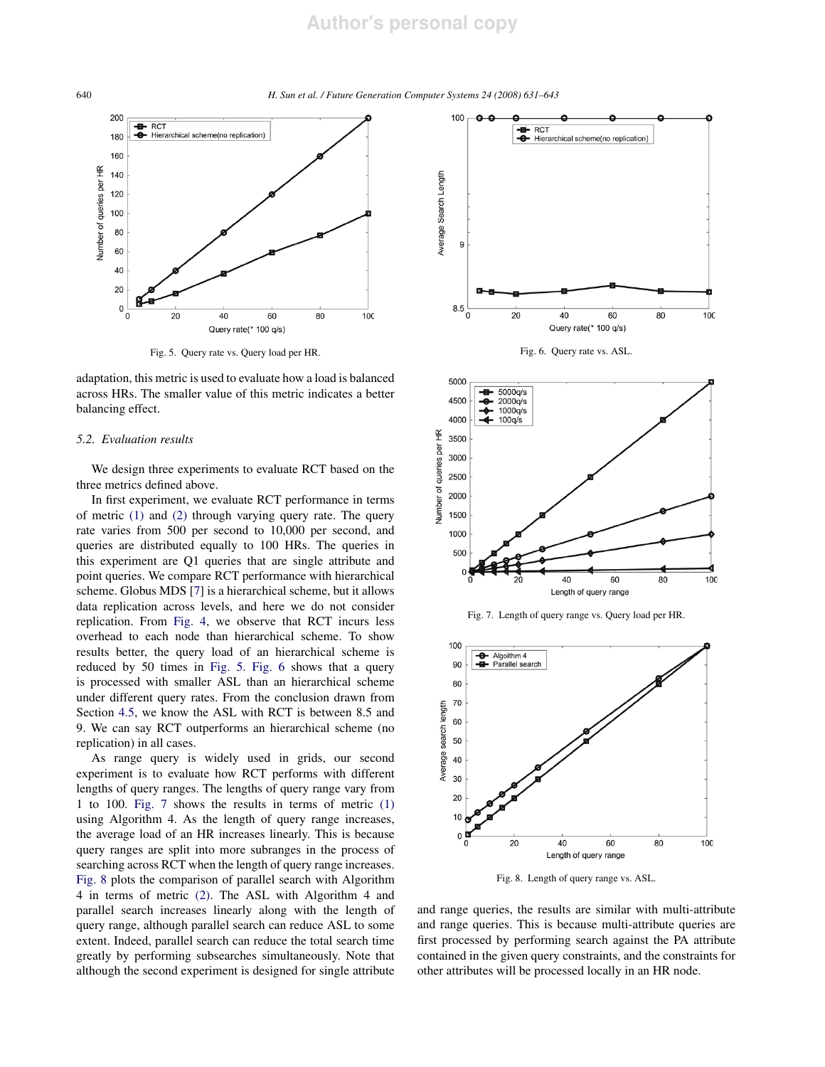Fig. 5. Query rate vs. Query load per HR.

Fig. 6. Query rate vs. ASL.

adaptation, this metric is used to evaluate how a load is balanced across HRs. The smaller value of this metric indicates a better balancing effect.

### 5.2. Evaluation results

We design three experiments to evaluate RCT based on the three metrics defined above.

In first experiment, we evaluate RCT performance in terms of metric (1) and (2) through varying query rate. The query rate varies from 500 per second to 10,000 per second, and queries are distributed equally to 100 HRs. The queries in this experiment are Q1 queries that are single attribute and point queries. We compare RCT performance with hierarchical scheme. Globus MDS [7] is a hierarchical scheme, but it allows data replication across levels, and here we do not consider replication. From Fig. 4, we observe that RCT incurs less overhead to each node than hierarchical scheme. To show results better, the query load of an hierarchical scheme is reduced by 50 times in Fig. 5. Fig. 6 shows that a query is processed with smaller ASL than an hierarchical scheme under different query rates. From the conclusion drawn from Section 4.5, we know the ASL with RCT is between 8.5 and 9. We can say RCT outperforms an hierarchical scheme (no replication) in all cases.

As range query is widely used in grids, our second experiment is to evaluate how RCT performs with different lengths of query ranges. The lengths of query range vary from 1 to 100. Fig. 7 shows the results in terms of metric (1) using Algorithm 4. As the length of query range increases, the average load of an HR increases linearly. This is because query ranges are split into more subranges in the process of searching across RCT when the length of query range increases. Fig. 8 plots the comparison of parallel search with Algorithm 4 in terms of metric (2). The ASL with Algorithm 4 and parallel search increases linearly along with the length of query range, although parallel search can reduce ASL to some extent. Indeed, parallel search can reduce the total search time greatly by performing subsearches simultaneously. Note that although the second experiment is designed for single attribute and range queries, the results are similar with multi-attribute and range queries. This is because multi-attribute queries are first processed by performing search against the PA attribute contained in the given query constraints, and the constraints for other attributes will be processed locally in an HR node.

Fig. 7. Length of query range vs. Query load per HR.

Fig. 8. Length of query range vs. ASL.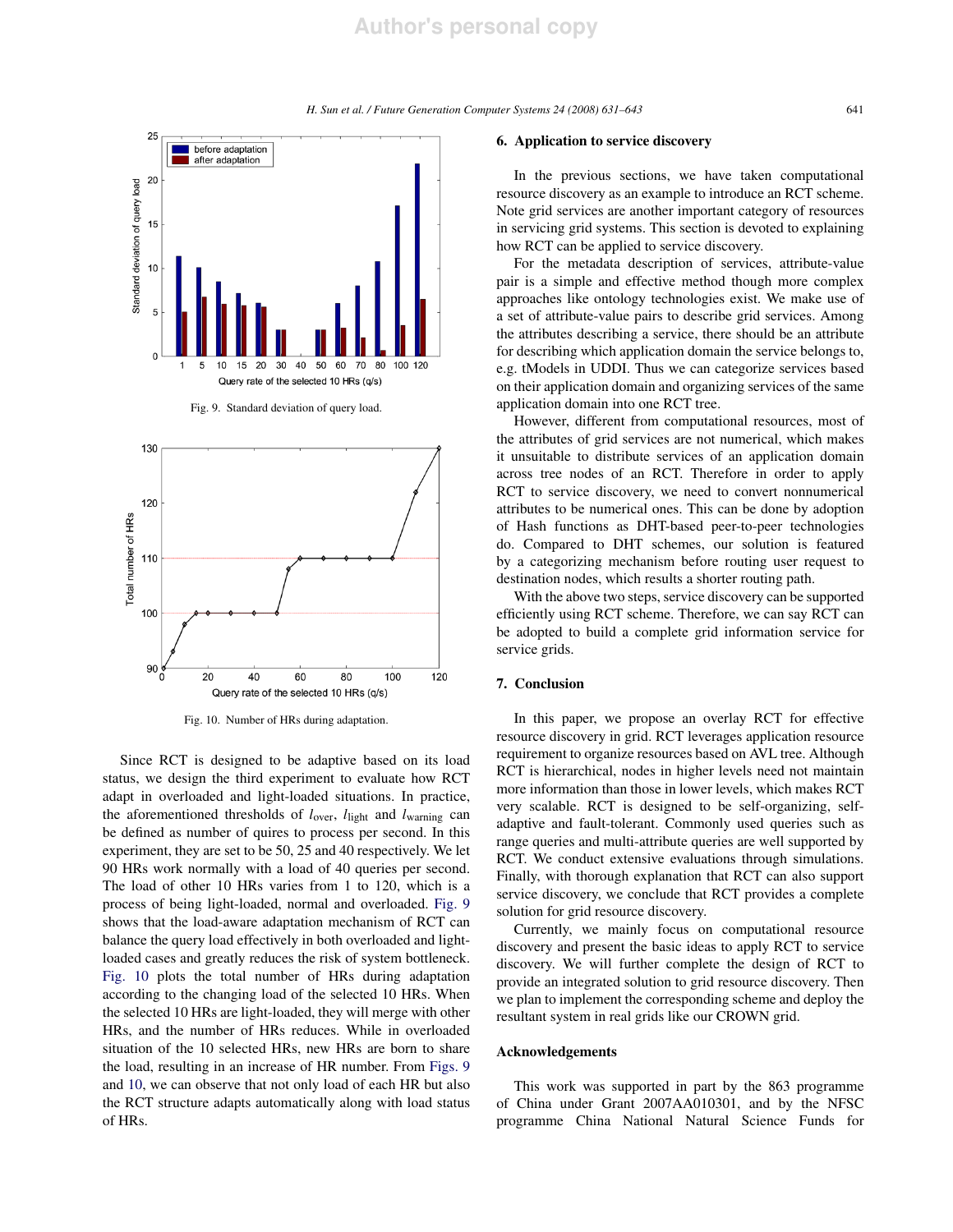Author's personal copy

25

before adaptation

after adaptation

20

15

10

5

0

Standard deviation of query load

1 5 10 15 20 30 40 50 60 70 80 100 120

Query rate of the selected 10 HRs (q/s)

Fig. 9. Standard deviation of query load.

130

120

110

100

90

Total number of HRs

0 20 40 60 80 100 120

Query rate of the selected 10 HRs (q/s)

Fig. 10. Number of HRs during adaptation.

Since RCT is designed to be adaptive based on its load status, we design the third experiment to evaluate how RCT adapt in overloaded and light-loaded situations. In practice, the aforementioned thresholds of $l_{\text{over}}$, $l_{\text{light}}$ and $l_{\text{warning}}$ can be defined as number of quires to process per second. In this experiment, they are set to be 50, 25 and 40 respectively. We let 90 HRs work normally with a load of 40 queries per second. The load of other 10 HRs varies from 1 to 120, which is a process of being light-loaded, normal and overloaded. Fig. 9 shows that the load-aware adaptation mechanism of RCT can balance the query load effectively in both overloaded and light-loaded cases and greatly reduces the risk of system bottleneck. Fig. 10 plots the total number of HRs during adaptation according to the changing load of the selected 10 HRs. When the selected 10 HRs are light-loaded, they will merge with other HRs, and the number of HRs reduces. While in overloaded situation of the 10 selected HRs, new HRs are born to share the load, resulting in an increase of HR number. From Figs. 9 and 10, we can observe that not only load of each HR but also the RCT structure adapts automatically along with load status of HRs.

## 6. Application to service discovery

In the previous sections, we have taken computational resource discovery as an example to introduce an RCT scheme. Note grid services are another important category of resources in servicing grid systems. This section is devoted to explaining how RCT can be applied to service discovery.

For the metadata description of services, attribute-value pair is a simple and effective method though more complex approaches like ontology technologies exist. We make use of a set of attribute-value pairs to describe grid services. Among the attributes describing a service, there should be an attribute for describing which application domain the service belongs to, e.g. tModels in UDDI. Thus we can categorize services based on their application domain and organizing services of the same application domain into one RCT tree.

However, different from computational resources, most of the attributes of grid services are not numerical, which makes it unsuitable to distribute services of an application domain across tree nodes of an RCT. Therefore in order to apply RCT to service discovery, we need to convert nonnumerical attributes to be numerical ones. This can be done by adoption of Hash functions as DHT-based peer-to-peer technologies do. Compared to DHT schemes, our solution is featured by a categorizing mechanism before routing user request to destination nodes, which results a shorter routing path.

With the above two steps, service discovery can be supported efficiently using RCT scheme. Therefore, we can say RCT can be adopted to build a complete grid information service for service grids.

## 7. Conclusion

In this paper, we propose an overlay RCT for effective resource discovery in grid. RCT leverages application resource requirement to organize resources based on AVL tree. Although RCT is hierarchical, nodes in higher levels need not maintain more information than those in lower levels, which makes RCT very scalable. RCT is designed to be self-organizing, self-adaptive and fault-tolerant. Commonly used queries such as range queries and multi-attribute queries are well supported by RCT. We conduct extensive evaluations through simulations. Finally, with thorough explanation that RCT can also support service discovery, we conclude that RCT provides a complete solution for grid resource discovery.

Currently, we mainly focus on computational resource discovery and present the basic ideas to apply RCT to service discovery. We will further complete the design of RCT to provide an integrated solution to grid resource discovery. Then we plan to implement the corresponding scheme and deploy the resultant system in real grids like our CROWN grid.

## Acknowledgements

This work was supported in part by the 863 programme of China under Grant 2007AA010301, and by the NFSC programme China National Natural Science Funds for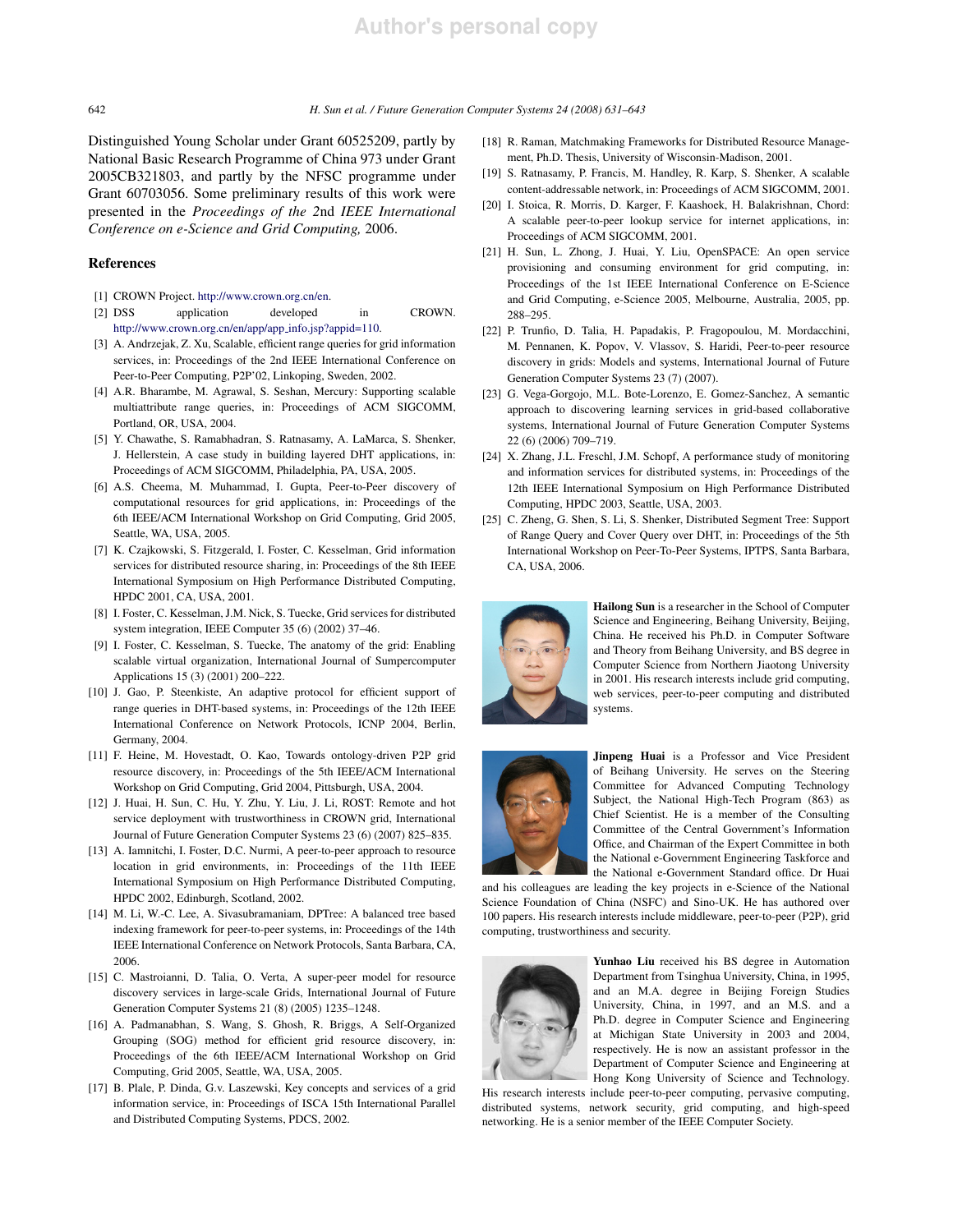Distinguished Young Scholar under Grant 60525209, partly by National Basic Research Programme of China 973 under Grant 2005CB321803, and partly by the NFSC programme under Grant 60703056. Some preliminary results of this work were presented in the *Proceedings of the 2nd IEEE International Conference on e-Science and Grid Computing,* 2006.

## References

[1] CROWN Project. http://www.crown.org.cn/en.

[2] DSS application developed in CROWN. http://www.crown.org.cn/en/app/app_info.jsp?appid=110.

[3] A. Andrzejak, Z. Xu, Scalable, efficient range queries for grid information services, in: Proceedings of the 2nd IEEE International Conference on Peer-to-Peer Computing, P2P'02, Linkoping, Sweden, 2002.

[4] A.R. Bharambe, M. Agrawal, S. Seshan, Mercury: Supporting scalable multiattribute range queries, in: Proceedings of ACM SIGCOMM, Portland, OR, USA, 2004.

[5] Y. Chawathe, S. Ramabhadran, S. Ratnasamy, A. LaMarca, S. Shenker, J. Hellerstein, A case study in building layered DHT applications, in: Proceedings of ACM SIGCOMM, Philadelphia, PA, USA, 2005.

[6] A.S. Cheema, M. Muhammad, I. Gupta, Peer-to-Peer discovery of computational resources for grid applications, in: Proceedings of the 6th IEEE/ACM International Workshop on Grid Computing, Grid 2005, Seattle, WA, USA, 2005.

[7] K. Czajkowski, S. Fitzgerald, I. Foster, C. Kesselman, Grid information services for distributed resource sharing, in: Proceedings of the 8th IEEE International Symposium on High Performance Distributed Computing, HPDC 2001, CA, USA, 2001.

[8] I. Foster, C. Kesselman, J.M. Nick, S. Tuecke, Grid services for distributed system integration, IEEE Computer 35 (6) (2002) 37–46.

[9] I. Foster, C. Kesselman, S. Tuecke, The anatomy of the grid: Enabling scalable virtual organization, International Journal of Sumpercomputer Applications 15 (3) (2001) 200–222.

[10] J. Gao, P. Steenkiste, An adaptive protocol for efficient support of range queries in DHT-based systems, in: Proceedings of the 12th IEEE International Conference on Network Protocols, ICNP 2004, Berlin, Germany, 2004.

[11] F. Heine, M. Hovestadt, O. Kao, Towards ontology-driven P2P grid resource discovery, in: Proceedings of the 5th IEEE/ACM International Workshop on Grid Computing, Grid 2004, Pittsburgh, USA, 2004.

[12] J. Huai, H. Sun, C. Hu, Y. Zhu, Y. Liu, J. Li, ROST: Remote and hot service deployment with trustworthiness in CROWN grid, International Journal of Future Generation Computer Systems 23 (6) (2007) 825–835.

[13] A. Iamnitchi, I. Foster, D.C. Nurmi, A peer-to-peer approach to resource location in grid environments, in: Proceedings of the 11th IEEE International Symposium on High Performance Distributed Computing, HPDC 2002, Edinburgh, Scotland, 2002.

[14] M. Li, W.-C. Lee, A. Sivasubramaniam, DPTree: A balanced tree based indexing framework for peer-to-peer systems, in: Proceedings of the 14th IEEE International Conference on Network Protocols, Santa Barbara, CA, 2006.

[15] C. Mastroianni, D. Talia, O. Verta, A super-peer model for resource discovery services in large-scale Grids, International Journal of Future Generation Computer Systems 21 (8) (2005) 1235–1248.

[16] A. Padmanabhan, S. Wang, S. Ghosh, R. Briggs, A Self-Organized Grouping (SOG) method for efficient grid resource discovery, in: Proceedings of the 6th IEEE/ACM International Workshop on Grid Computing, Grid 2005, Seattle, WA, USA, 2005.

[17] B. Plale, P. Dinda, G.v. Laszewski, Key concepts and services of a grid information service, in: Proceedings of ISCA 15th International Parallel and Distributed Computing Systems, PDCS, 2002.

[18] R. Raman, Matchmaking Frameworks for Distributed Resource Management, Ph.D. Thesis, University of Wisconsin-Madison, 2001.

[19] S. Ratnasamy, P. Francis, M. Handley, R. Karp, S. Shenker, A scalable content-addressable network, in: Proceedings of ACM SIGCOMM, 2001.

[20] I. Stoica, R. Morris, D. Karger, F. Kaashoek, H. Balakrishnan, Chord: A scalable peer-to-peer lookup service for internet applications, in: Proceedings of ACM SIGCOMM, 2001.

[21] H. Sun, L. Zhong, J. Huai, Y. Liu, OpenSPACE: An open service provisioning and consuming environment for grid computing, in: Proceedings of the 1st IEEE International Conference on E-Science and Grid Computing, e-Science 2005, Melbourne, Australia, 2005, pp. 288–295.

[22] P. Trunfio, D. Talia, H. Papadakis, P. Fragopoulou, M. Mordacchini, M. Pennanen, K. Popov, V. Vlassov, S. Haridi, Peer-to-peer resource discovery in grids: Models and systems, International Journal of Future Generation Computer Systems 23 (7) (2007).

[23] G. Vega-Gorgojo, M.L. Bote-Lorenzo, E. Gomez-Sanchez, A semantic approach to discovering learning services in grid-based collaborative systems, International Journal of Future Generation Computer Systems 22 (6) (2006) 709–719.

[24] X. Zhang, J.L. Freschl, J.M. Schopf, A performance study of monitoring and information services for distributed systems, in: Proceedings of the 12th IEEE International Symposium on High Performance Distributed Computing, HPDC 2003, Seattle, USA, 2003.

[25] C. Zheng, G. Shen, S. Li, S. Shenker, Distributed Segment Tree: Support of Range Query and Cover Query over DHT, in: Proceedings of the 5th International Workshop on Peer-To-Peer Systems, IPTPS, Santa Barbara, CA, USA, 2006.

**Hailong Sun** is a researcher in the School of Computer Science and Engineering, Beihang University, Beijing, China. He received his Ph.D. in Computer Software and Theory from Beihang University, and BS degree in Computer Science from Northern Jiaotong University in 2001. His research interests include grid computing, web services, peer-to-peer computing and distributed systems.

**Jinpeng Huai** is a Professor and Vice President of Beihang University. He serves on the Steering Committee for Advanced Computing Technology Subject, the National High-Tech Program (863) as Chief Scientist. He is a member of the Consulting Committee of the Central Government's Information Office, and Chairman of the Expert Committee in both the National e-Government Engineering Taskforce and the National e-Government Standard office. Dr Huai and his colleagues are leading the key projects in e-Science of the National Science Foundation of China (NSFC) and Sino-UK. He has authored over 100 papers. His research interests include middleware, peer-to-peer (P2P), grid computing, trustworthiness and security.

**Yunhao Liu** received his BS degree in Automation Department from Tsinghua University, China, in 1995, and an M.A. degree in Beijing Foreign Studies University, China, in 1997, and an M.S. and a Ph.D. degree in Computer Science and Engineering at Michigan State University in 2003 and 2004, respectively. He is now an assistant professor in the Department of Computer Science and Engineering at Hong Kong University of Science and Technology. His research interests include peer-to-peer computing, pervasive computing, distributed systems, network security, grid computing, and high-speed networking. He is a senior member of the IEEE Computer Society.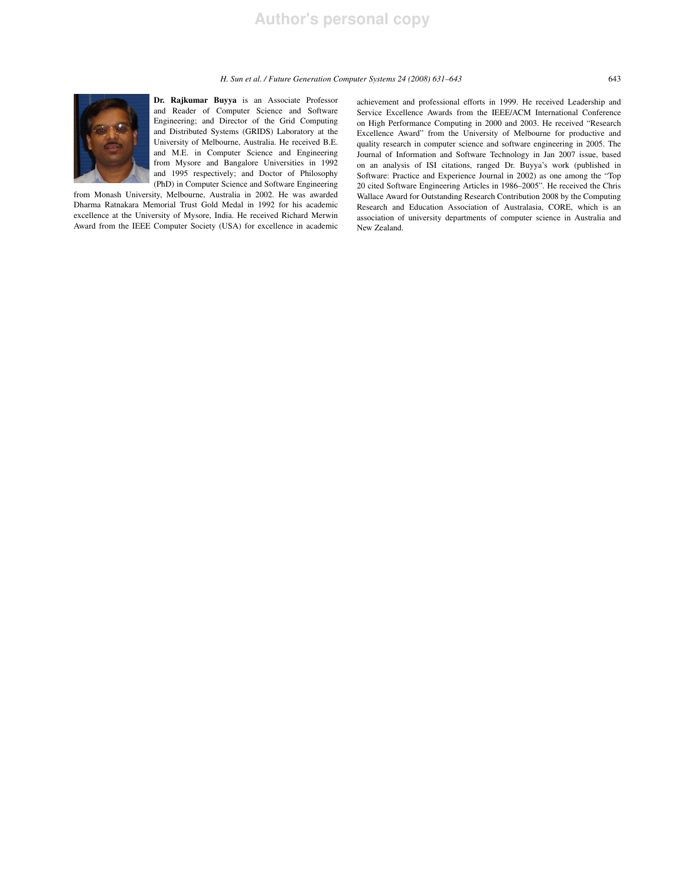**Dr. Rajkumar Buyya** is an Associate Professor and Reader of Computer Science and Software Engineering; and Director of the Grid Computing and Distributed Systems (GRIDS) Laboratory at the University of Melbourne, Australia. He received B.E. and M.E. in Computer Science and Engineering from Mysore and Bangalore Universities in 1992 and 1995 respectively; and Doctor of Philosophy (PhD) in Computer Science and Software Engineering from Monash University, Melbourne, Australia in 2002. He was awarded Dharma Ratnakara Memorial Trust Gold Medal in 1992 for his academic excellence at the University of Mysore, India. He received Richard Merwin Award from the IEEE Computer Society (USA) for excellence in academic achievement and professional efforts in 1999. He received Leadership and Service Excellence Awards from the IEEE/ACM International Conference on High Performance Computing in 2000 and 2003. He received "Research Excellence Award" from the University of Melbourne for productive and quality research in computer science and software engineering in 2005. The Journal of Information and Software Technology in Jan 2007 issue, based on an analysis of ISI citations, ranged Dr. Buyya's work (published in Software: Practice and Experience Journal in 2002) as one among the "Top 20 cited Software Engineering Articles in 1986–2005". He received the Chris Wallace Award for Outstanding Research Contribution 2008 by the Computing Research and Education Association of Australasia, CORE, which is an association of university departments of computer science in Australia and New Zealand.